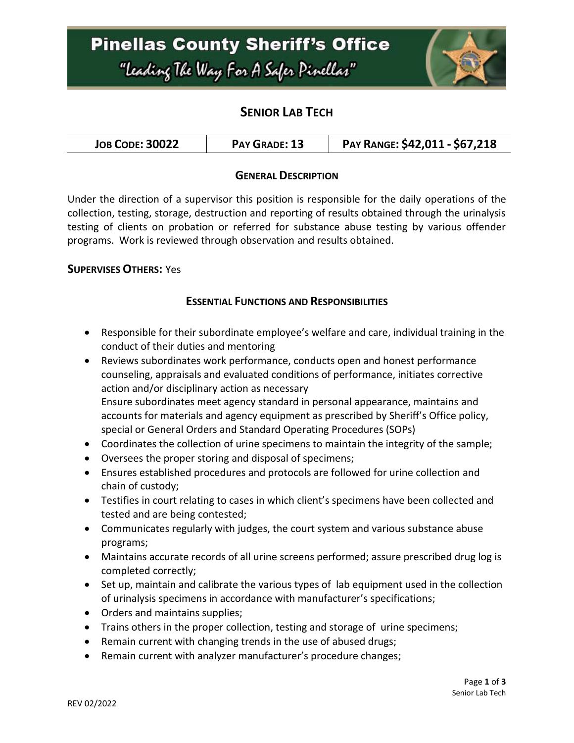# Pinellas County Sheriff's Office

*"Leading The Way For A Safer Pinellas"*

## SENIOR LAB TECH

| JOB CODE: 30022 | PAY GRADE: 13 | PAY RANGE: $42,011 - $67,218 |
|---|---|---|

### GENERAL DESCRIPTION

Under the direction of a supervisor this position is responsible for the daily operations of the collection, testing, storage, destruction and reporting of results obtained through the urinalysis testing of clients on probation or referred for substance abuse testing by various offender programs. Work is reviewed through observation and results obtained.

**SUPERVISES OTHERS:** Yes

### ESSENTIAL FUNCTIONS AND RESPONSIBILITIES

- Responsible for their subordinate employee's welfare and care, individual training in the conduct of their duties and mentoring
- Reviews subordinates work performance, conducts open and honest performance counseling, appraisals and evaluated conditions of performance, initiates corrective action and/or disciplinary action as necessary
  Ensure subordinates meet agency standard in personal appearance, maintains and accounts for materials and agency equipment as prescribed by Sheriff's Office policy, special or General Orders and Standard Operating Procedures (SOPs)
- Coordinates the collection of urine specimens to maintain the integrity of the sample;
- Oversees the proper storing and disposal of specimens;
- Ensures established procedures and protocols are followed for urine collection and chain of custody;
- Testifies in court relating to cases in which client's specimens have been collected and tested and are being contested;
- Communicates regularly with judges, the court system and various substance abuse programs;
- Maintains accurate records of all urine screens performed; assure prescribed drug log is completed correctly;
- Set up, maintain and calibrate the various types of lab equipment used in the collection of urinalysis specimens in accordance with manufacturer's specifications;
- Orders and maintains supplies;
- Trains others in the proper collection, testing and storage of urine specimens;
- Remain current with changing trends in the use of abused drugs;
- Remain current with analyzer manufacturer's procedure changes;

REV 02/2022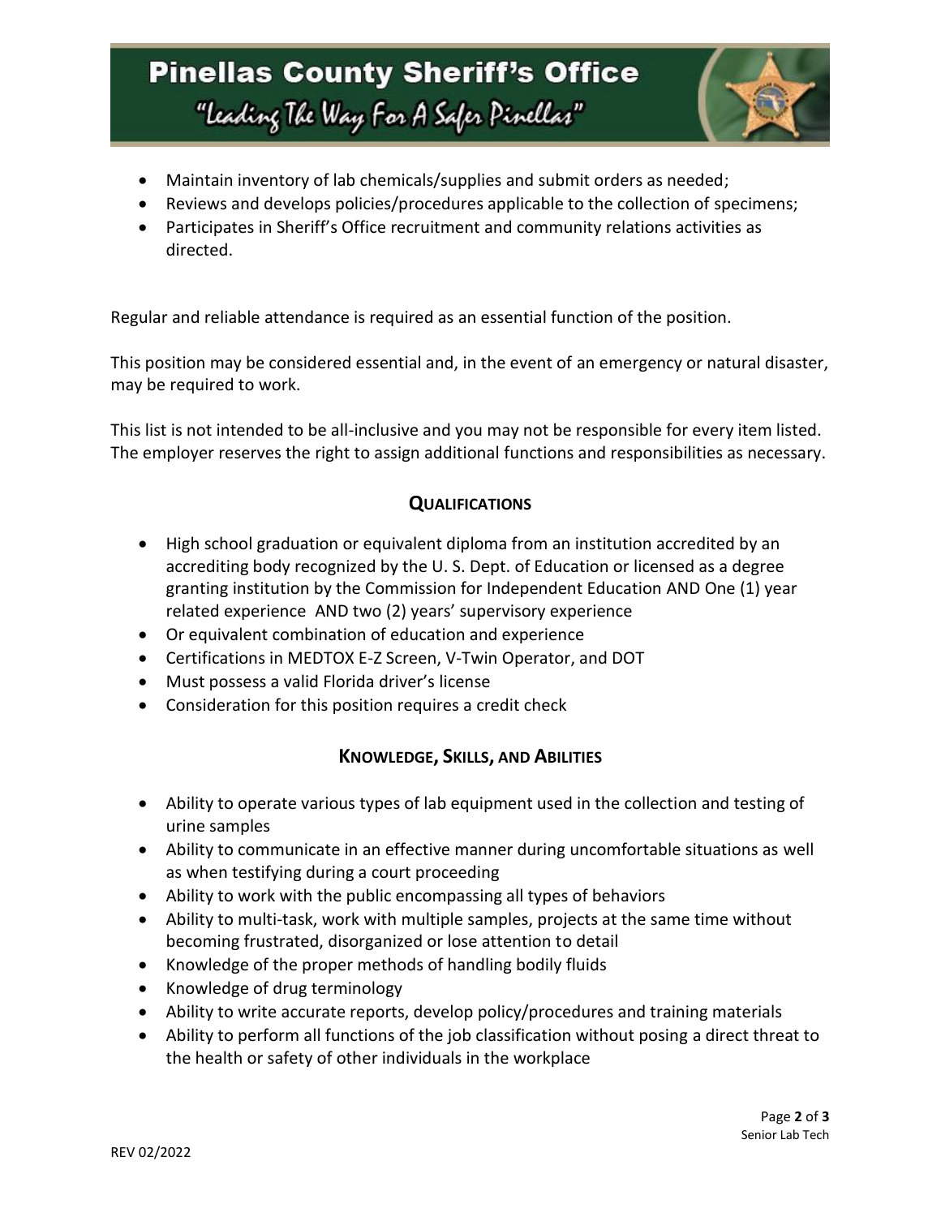- Maintain inventory of lab chemicals/supplies and submit orders as needed;
- Reviews and develops policies/procedures applicable to the collection of specimens;
- Participates in Sheriff's Office recruitment and community relations activities as directed.

Regular and reliable attendance is required as an essential function of the position.

This position may be considered essential and, in the event of an emergency or natural disaster, may be required to work.

This list is not intended to be all-inclusive and you may not be responsible for every item listed. The employer reserves the right to assign additional functions and responsibilities as necessary.

## QUALIFICATIONS

- High school graduation or equivalent diploma from an institution accredited by an accrediting body recognized by the U. S. Dept. of Education or licensed as a degree granting institution by the Commission for Independent Education AND One (1) year related experience AND two (2) years' supervisory experience
- Or equivalent combination of education and experience
- Certifications in MEDTOX E-Z Screen, V-Twin Operator, and DOT
- Must possess a valid Florida driver's license
- Consideration for this position requires a credit check

## KNOWLEDGE, SKILLS, AND ABILITIES

- Ability to operate various types of lab equipment used in the collection and testing of urine samples
- Ability to communicate in an effective manner during uncomfortable situations as well as when testifying during a court proceeding
- Ability to work with the public encompassing all types of behaviors
- Ability to multi-task, work with multiple samples, projects at the same time without becoming frustrated, disorganized or lose attention to detail
- Knowledge of the proper methods of handling bodily fluids
- Knowledge of drug terminology
- Ability to write accurate reports, develop policy/procedures and training materials
- Ability to perform all functions of the job classification without posing a direct threat to the health or safety of other individuals in the workplace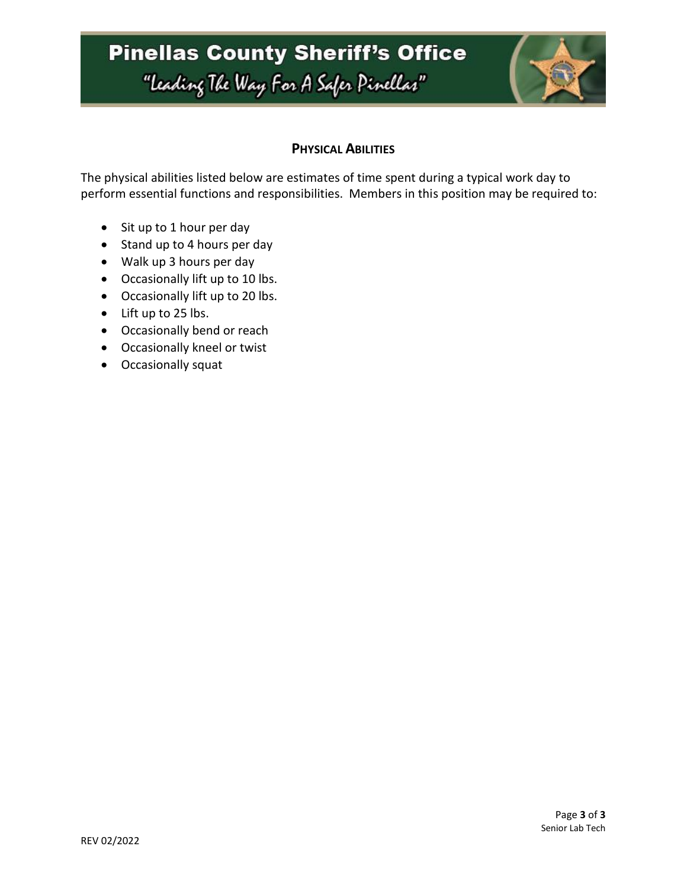## PHYSICAL ABILITIES

The physical abilities listed below are estimates of time spent during a typical work day to perform essential functions and responsibilities. Members in this position may be required to:

- Sit up to 1 hour per day
- Stand up to 4 hours per day
- Walk up 3 hours per day
- Occasionally lift up to 10 lbs.
- Occasionally lift up to 20 lbs.
- Lift up to 25 lbs.
- Occasionally bend or reach
- Occasionally kneel or twist
- Occasionally squat